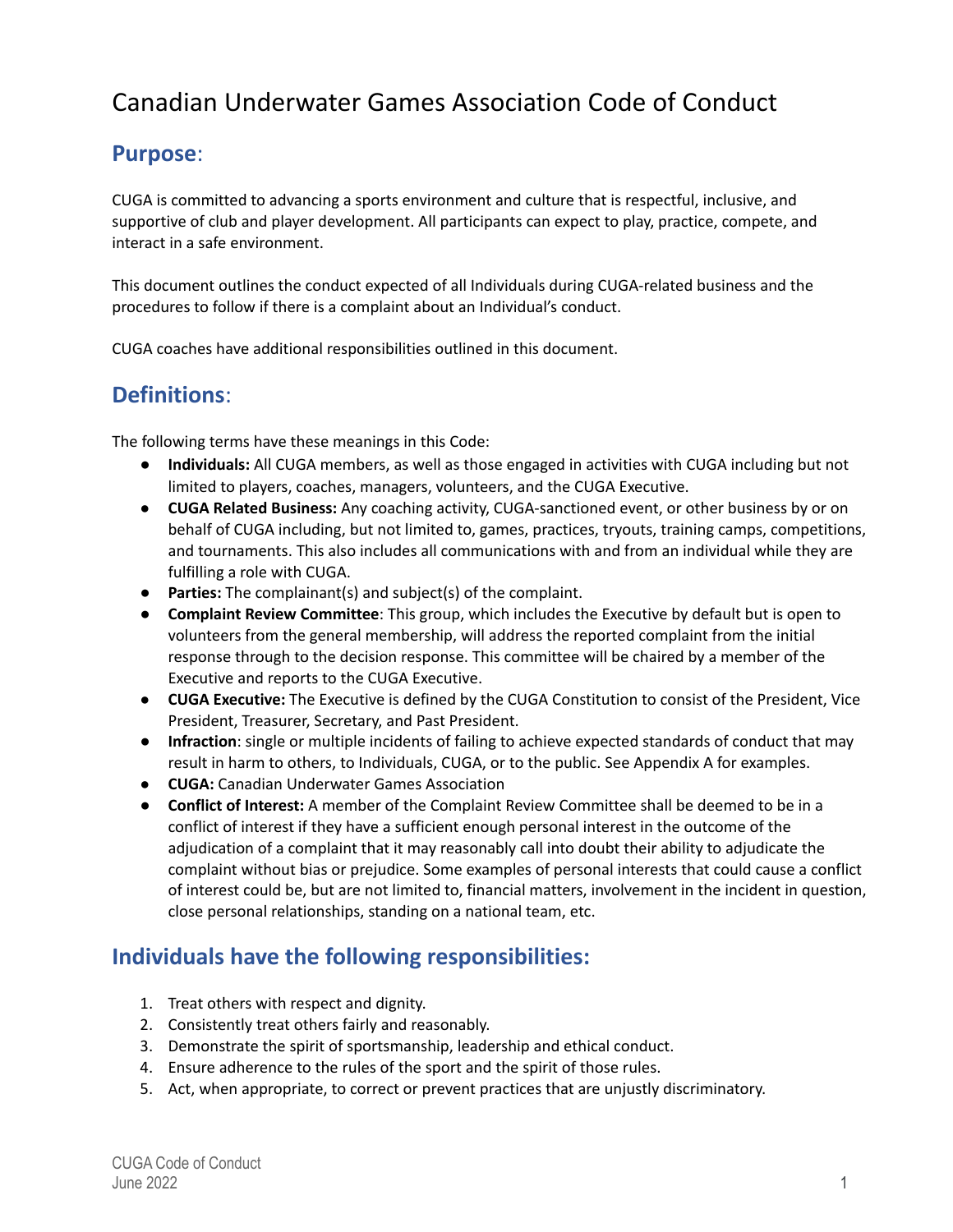# Canadian Underwater Games Association Code of Conduct

## Purpose:

CUGA is committed to advancing a sports environment and culture that is respectful, inclusive, and supportive of club and player development. All participants can expect to play, practice, compete, and interact in a safe environment.

This document outlines the conduct expected of all Individuals during CUGA-related business and the procedures to follow if there is a complaint about an Individual's conduct.

CUGA coaches have additional responsibilities outlined in this document.

## Definitions:

The following terms have these meanings in this Code:

- **Individuals:** All CUGA members, as well as those engaged in activities with CUGA including but not limited to players, coaches, managers, volunteers, and the CUGA Executive.
- **CUGA Related Business:** Any coaching activity, CUGA-sanctioned event, or other business by or on behalf of CUGA including, but not limited to, games, practices, tryouts, training camps, competitions, and tournaments. This also includes all communications with and from an individual while they are fulfilling a role with CUGA.
- **Parties:** The complainant(s) and subject(s) of the complaint.
- **Complaint Review Committee**: This group, which includes the Executive by default but is open to volunteers from the general membership, will address the reported complaint from the initial response through to the decision response. This committee will be chaired by a member of the Executive and reports to the CUGA Executive.
- **CUGA Executive:** The Executive is defined by the CUGA Constitution to consist of the President, Vice President, Treasurer, Secretary, and Past President.
- **Infraction**: single or multiple incidents of failing to achieve expected standards of conduct that may result in harm to others, to Individuals, CUGA, or to the public. See Appendix A for examples.
- **CUGA:** Canadian Underwater Games Association
- **Conflict of Interest:** A member of the Complaint Review Committee shall be deemed to be in a conflict of interest if they have a sufficient enough personal interest in the outcome of the adjudication of a complaint that it may reasonably call into doubt their ability to adjudicate the complaint without bias or prejudice. Some examples of personal interests that could cause a conflict of interest could be, but are not limited to, financial matters, involvement in the incident in question, close personal relationships, standing on a national team, etc.

## Individuals have the following responsibilities:

1. Treat others with respect and dignity.
2. Consistently treat others fairly and reasonably.
3. Demonstrate the spirit of sportsmanship, leadership and ethical conduct.
4. Ensure adherence to the rules of the sport and the spirit of those rules.
5. Act, when appropriate, to correct or prevent practices that are unjustly discriminatory.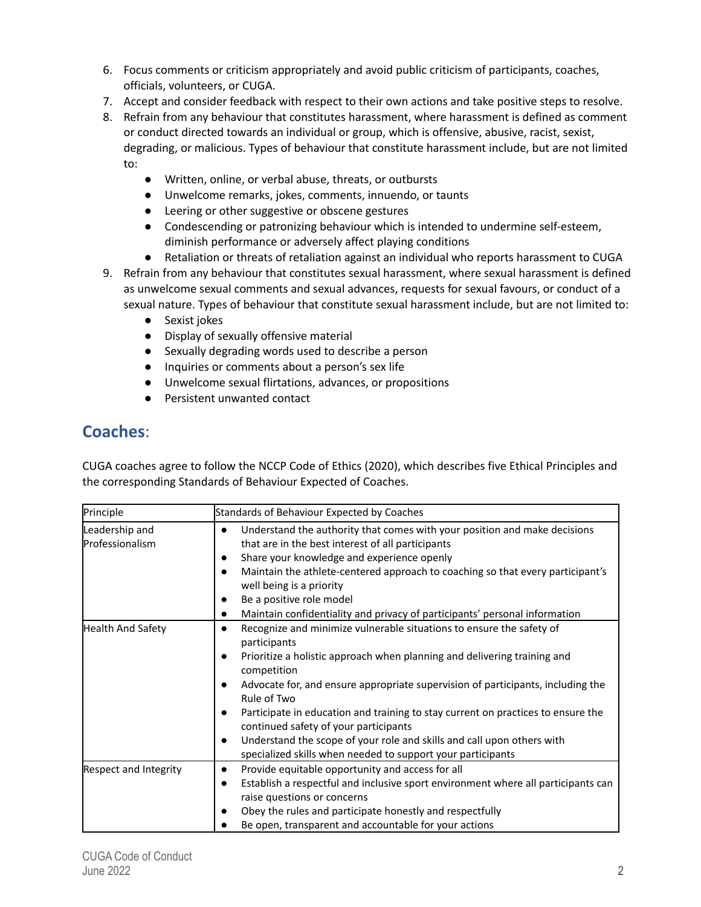6. Focus comments or criticism appropriately and avoid public criticism of participants, coaches, officials, volunteers, or CUGA.
7. Accept and consider feedback with respect to their own actions and take positive steps to resolve.
8. Refrain from any behaviour that constitutes harassment, where harassment is defined as comment or conduct directed towards an individual or group, which is offensive, abusive, racist, sexist, degrading, or malicious. Types of behaviour that constitute harassment include, but are not limited to:
   - Written, online, or verbal abuse, threats, or outbursts
   - Unwelcome remarks, jokes, comments, innuendo, or taunts
   - Leering or other suggestive or obscene gestures
   - Condescending or patronizing behaviour which is intended to undermine self-esteem, diminish performance or adversely affect playing conditions
   - Retaliation or threats of retaliation against an individual who reports harassment to CUGA
9. Refrain from any behaviour that constitutes sexual harassment, where sexual harassment is defined as unwelcome sexual comments and sexual advances, requests for sexual favours, or conduct of a sexual nature. Types of behaviour that constitute sexual harassment include, but are not limited to:
   - Sexist jokes
   - Display of sexually offensive material
   - Sexually degrading words used to describe a person
   - Inquiries or comments about a person's sex life
   - Unwelcome sexual flirtations, advances, or propositions
   - Persistent unwanted contact

## Coaches:

CUGA coaches agree to follow the NCCP Code of Ethics (2020), which describes five Ethical Principles and the corresponding Standards of Behaviour Expected of Coaches.

| Principle | Standards of Behaviour Expected by Coaches |
|---|---|
| Leadership and Professionalism | • Understand the authority that comes with your position and make decisions that are in the best interest of all participants<br>• Share your knowledge and experience openly<br>• Maintain the athlete-centered approach to coaching so that every participant's well being is a priority<br>• Be a positive role model<br>• Maintain confidentiality and privacy of participants' personal information |
| Health And Safety | • Recognize and minimize vulnerable situations to ensure the safety of participants<br>• Prioritize a holistic approach when planning and delivering training and competition<br>• Advocate for, and ensure appropriate supervision of participants, including the Rule of Two<br>• Participate in education and training to stay current on practices to ensure the continued safety of your participants<br>• Understand the scope of your role and skills and call upon others with specialized skills when needed to support your participants |
| Respect and Integrity | • Provide equitable opportunity and access for all<br>• Establish a respectful and inclusive sport environment where all participants can raise questions or concerns<br>• Obey the rules and participate honestly and respectfully<br>• Be open, transparent and accountable for your actions |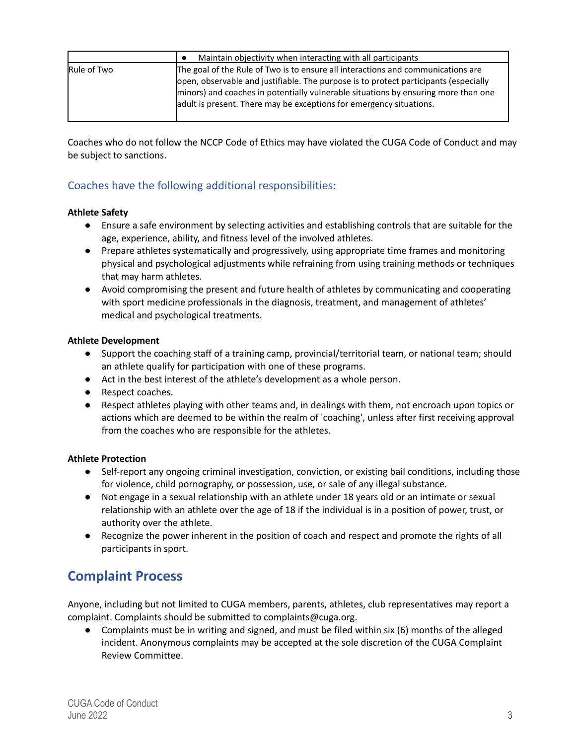| | |
|---|---|
| | • Maintain objectivity when interacting with all participants |
| Rule of Two | The goal of the Rule of Two is to ensure all interactions and communications are open, observable and justifiable. The purpose is to protect participants (especially minors) and coaches in potentially vulnerable situations by ensuring more than one adult is present. There may be exceptions for emergency situations. |

Coaches who do not follow the NCCP Code of Ethics may have violated the CUGA Code of Conduct and may be subject to sanctions.

### Coaches have the following additional responsibilities:

**Athlete Safety**

- Ensure a safe environment by selecting activities and establishing controls that are suitable for the age, experience, ability, and fitness level of the involved athletes.
- Prepare athletes systematically and progressively, using appropriate time frames and monitoring physical and psychological adjustments while refraining from using training methods or techniques that may harm athletes.
- Avoid compromising the present and future health of athletes by communicating and cooperating with sport medicine professionals in the diagnosis, treatment, and management of athletes' medical and psychological treatments.

**Athlete Development**

- Support the coaching staff of a training camp, provincial/territorial team, or national team; should an athlete qualify for participation with one of these programs.
- Act in the best interest of the athlete's development as a whole person.
- Respect coaches.
- Respect athletes playing with other teams and, in dealings with them, not encroach upon topics or actions which are deemed to be within the realm of 'coaching', unless after first receiving approval from the coaches who are responsible for the athletes.

**Athlete Protection**

- Self-report any ongoing criminal investigation, conviction, or existing bail conditions, including those for violence, child pornography, or possession, use, or sale of any illegal substance.
- Not engage in a sexual relationship with an athlete under 18 years old or an intimate or sexual relationship with an athlete over the age of 18 if the individual is in a position of power, trust, or authority over the athlete.
- Recognize the power inherent in the position of coach and respect and promote the rights of all participants in sport.

## Complaint Process

Anyone, including but not limited to CUGA members, parents, athletes, club representatives may report a complaint. Complaints should be submitted to complaints@cuga.org.

- Complaints must be in writing and signed, and must be filed within six (6) months of the alleged incident. Anonymous complaints may be accepted at the sole discretion of the CUGA Complaint Review Committee.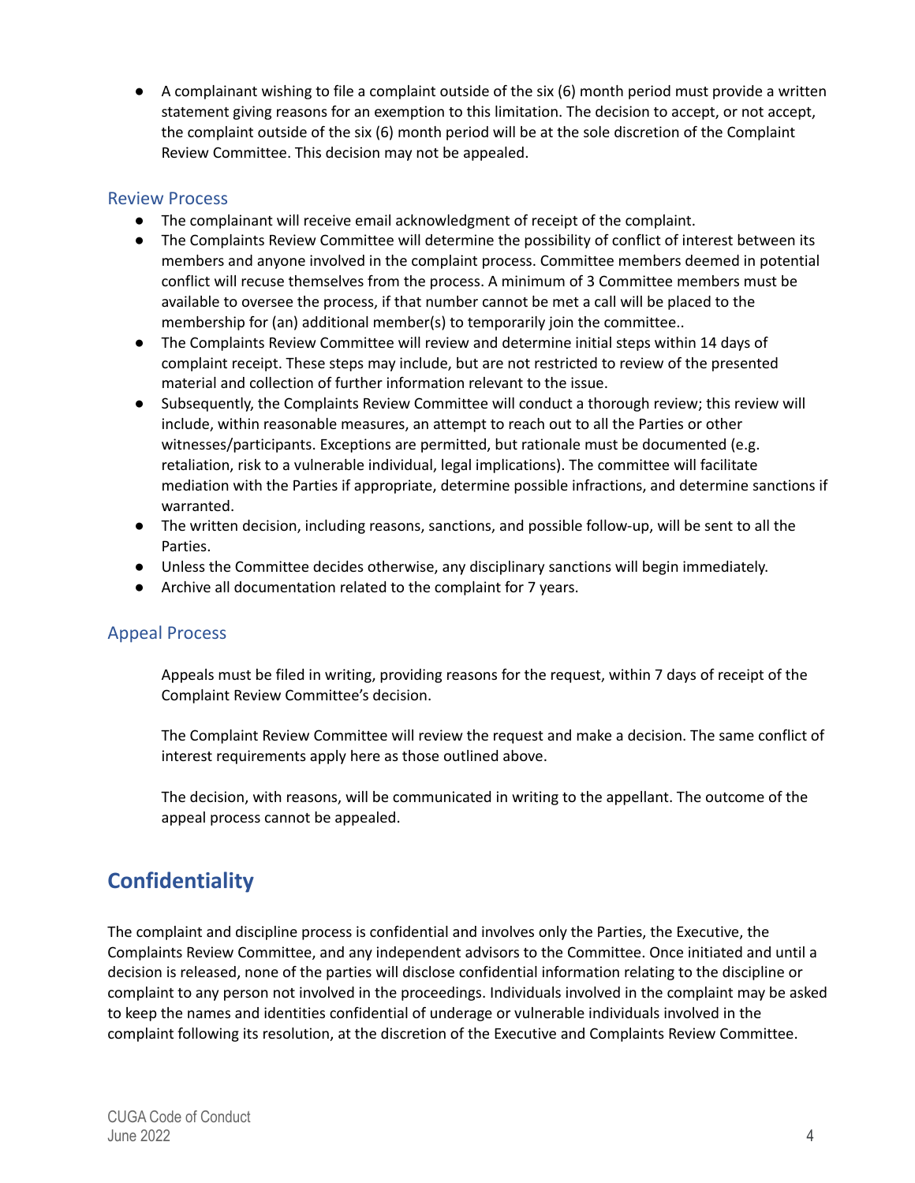- A complainant wishing to file a complaint outside of the six (6) month period must provide a written statement giving reasons for an exemption to this limitation. The decision to accept, or not accept, the complaint outside of the six (6) month period will be at the sole discretion of the Complaint Review Committee. This decision may not be appealed.

### Review Process

- The complainant will receive email acknowledgment of receipt of the complaint.
- The Complaints Review Committee will determine the possibility of conflict of interest between its members and anyone involved in the complaint process. Committee members deemed in potential conflict will recuse themselves from the process. A minimum of 3 Committee members must be available to oversee the process, if that number cannot be met a call will be placed to the membership for (an) additional member(s) to temporarily join the committee..
- The Complaints Review Committee will review and determine initial steps within 14 days of complaint receipt. These steps may include, but are not restricted to review of the presented material and collection of further information relevant to the issue.
- Subsequently, the Complaints Review Committee will conduct a thorough review; this review will include, within reasonable measures, an attempt to reach out to all the Parties or other witnesses/participants. Exceptions are permitted, but rationale must be documented (e.g. retaliation, risk to a vulnerable individual, legal implications). The committee will facilitate mediation with the Parties if appropriate, determine possible infractions, and determine sanctions if warranted.
- The written decision, including reasons, sanctions, and possible follow-up, will be sent to all the Parties.
- Unless the Committee decides otherwise, any disciplinary sanctions will begin immediately.
- Archive all documentation related to the complaint for 7 years.

### Appeal Process

Appeals must be filed in writing, providing reasons for the request, within 7 days of receipt of the Complaint Review Committee's decision.

The Complaint Review Committee will review the request and make a decision. The same conflict of interest requirements apply here as those outlined above.

The decision, with reasons, will be communicated in writing to the appellant. The outcome of the appeal process cannot be appealed.

## Confidentiality

The complaint and discipline process is confidential and involves only the Parties, the Executive, the Complaints Review Committee, and any independent advisors to the Committee. Once initiated and until a decision is released, none of the parties will disclose confidential information relating to the discipline or complaint to any person not involved in the proceedings. Individuals involved in the complaint may be asked to keep the names and identities confidential of underage or vulnerable individuals involved in the complaint following its resolution, at the discretion of the Executive and Complaints Review Committee.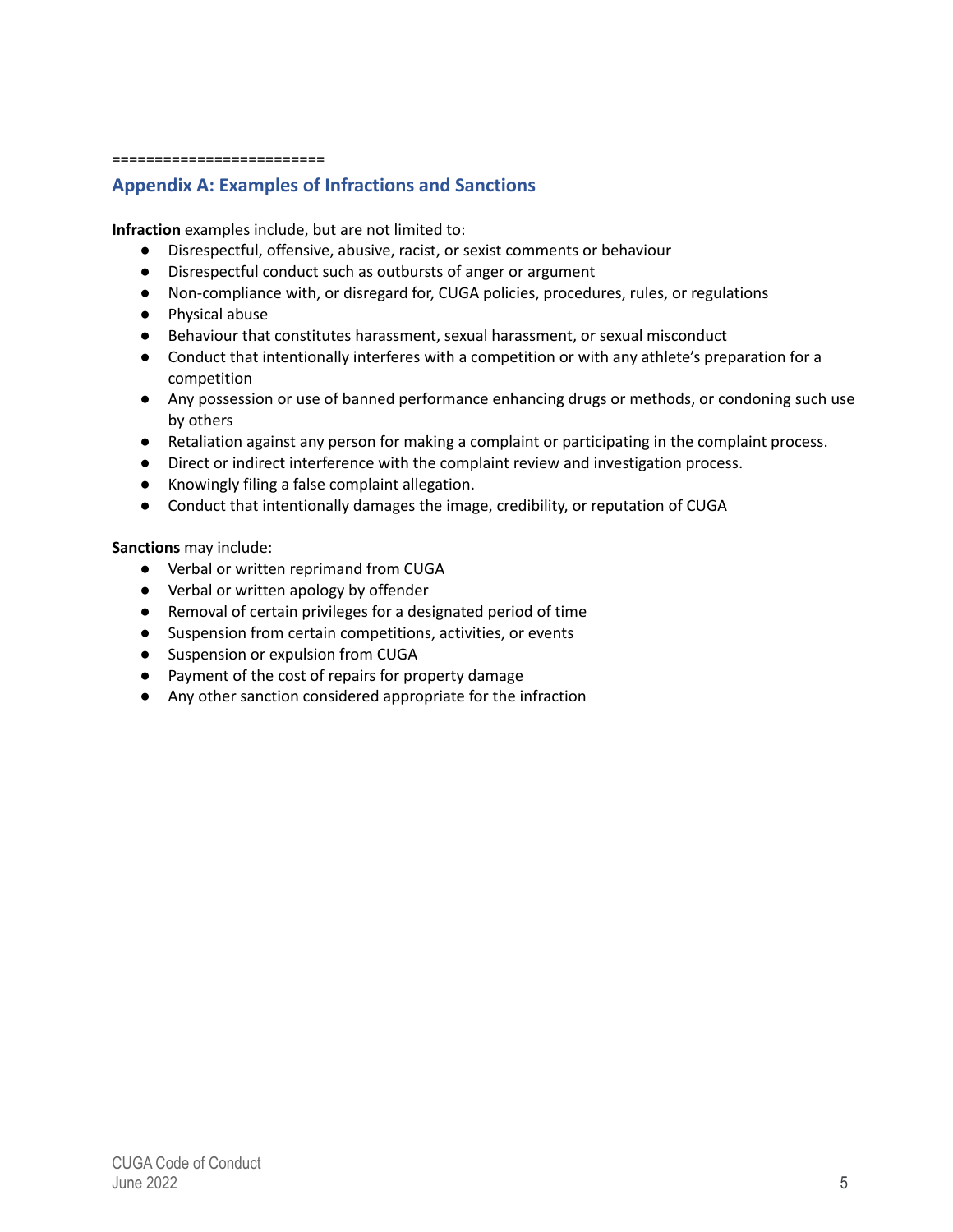========================

## Appendix A: Examples of Infractions and Sanctions

**Infraction** examples include, but are not limited to:

- Disrespectful, offensive, abusive, racist, or sexist comments or behaviour
- Disrespectful conduct such as outbursts of anger or argument
- Non-compliance with, or disregard for, CUGA policies, procedures, rules, or regulations
- Physical abuse
- Behaviour that constitutes harassment, sexual harassment, or sexual misconduct
- Conduct that intentionally interferes with a competition or with any athlete's preparation for a competition
- Any possession or use of banned performance enhancing drugs or methods, or condoning such use by others
- Retaliation against any person for making a complaint or participating in the complaint process.
- Direct or indirect interference with the complaint review and investigation process.
- Knowingly filing a false complaint allegation.
- Conduct that intentionally damages the image, credibility, or reputation of CUGA

**Sanctions** may include:

- Verbal or written reprimand from CUGA
- Verbal or written apology by offender
- Removal of certain privileges for a designated period of time
- Suspension from certain competitions, activities, or events
- Suspension or expulsion from CUGA
- Payment of the cost of repairs for property damage
- Any other sanction considered appropriate for the infraction